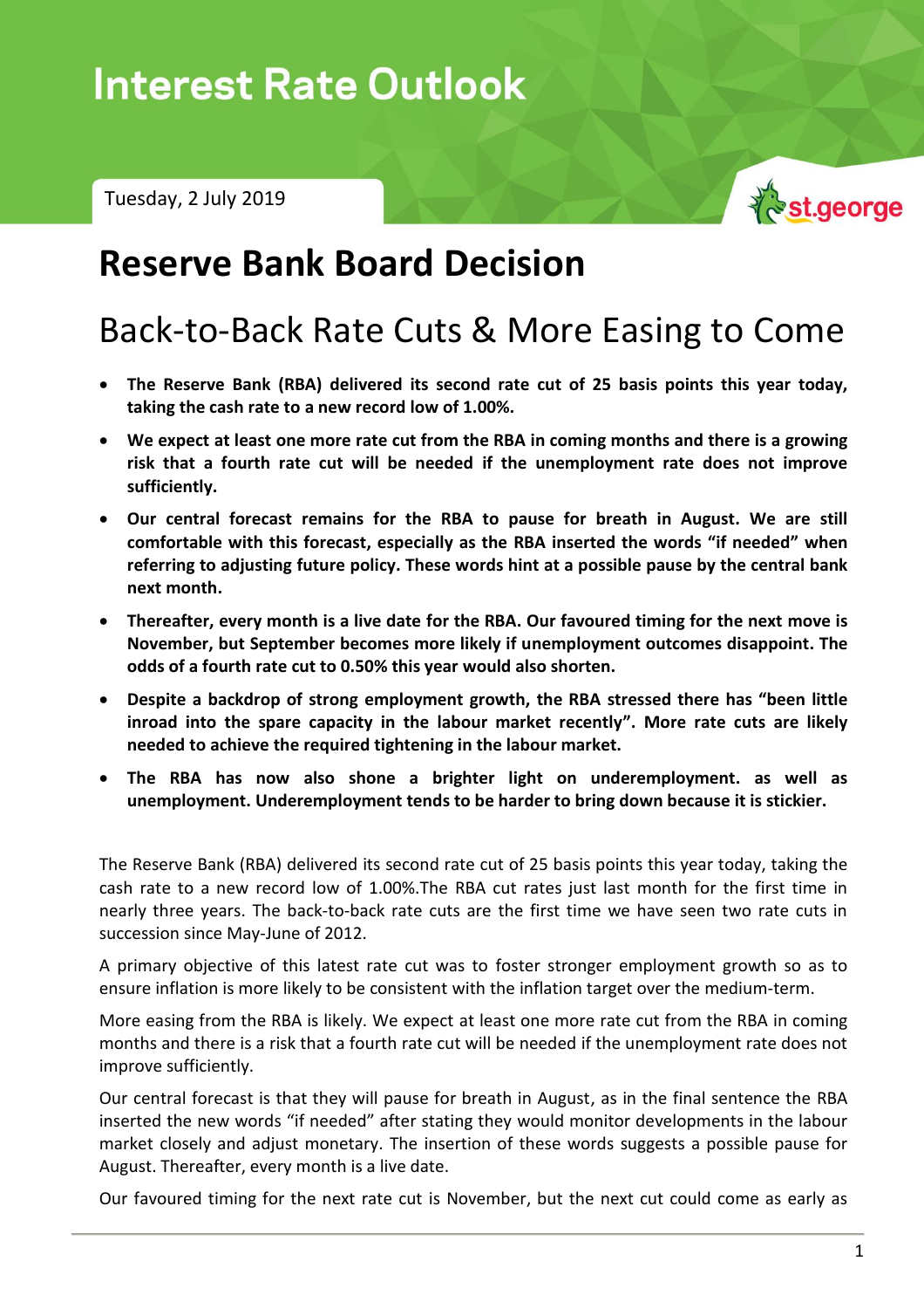# Interest Rate Outlook

Tuesday, 2 July 2019

st.george

## Reserve Bank Board Decision

## Back-to-Back Rate Cuts & More Easing to Come

- **The Reserve Bank (RBA) delivered its second rate cut of 25 basis points this year today, taking the cash rate to a new record low of 1.00%.**
- **We expect at least one more rate cut from the RBA in coming months and there is a growing risk that a fourth rate cut will be needed if the unemployment rate does not improve sufficiently.**
- **Our central forecast remains for the RBA to pause for breath in August. We are still comfortable with this forecast, especially as the RBA inserted the words "if needed" when referring to adjusting future policy. These words hint at a possible pause by the central bank next month.**
- **Thereafter, every month is a live date for the RBA. Our favoured timing for the next move is November, but September becomes more likely if unemployment outcomes disappoint. The odds of a fourth rate cut to 0.50% this year would also shorten.**
- **Despite a backdrop of strong employment growth, the RBA stressed there has "been little inroad into the spare capacity in the labour market recently". More rate cuts are likely needed to achieve the required tightening in the labour market.**
- **The RBA has now also shone a brighter light on underemployment. as well as unemployment. Underemployment tends to be harder to bring down because it is stickier.**

The Reserve Bank (RBA) delivered its second rate cut of 25 basis points this year today, taking the cash rate to a new record low of 1.00%.The RBA cut rates just last month for the first time in nearly three years. The back-to-back rate cuts are the first time we have seen two rate cuts in succession since May-June of 2012.

A primary objective of this latest rate cut was to foster stronger employment growth so as to ensure inflation is more likely to be consistent with the inflation target over the medium-term.

More easing from the RBA is likely. We expect at least one more rate cut from the RBA in coming months and there is a risk that a fourth rate cut will be needed if the unemployment rate does not improve sufficiently.

Our central forecast is that they will pause for breath in August, as in the final sentence the RBA inserted the new words "if needed" after stating they would monitor developments in the labour market closely and adjust monetary. The insertion of these words suggests a possible pause for August. Thereafter, every month is a live date.

Our favoured timing for the next rate cut is November, but the next cut could come as early as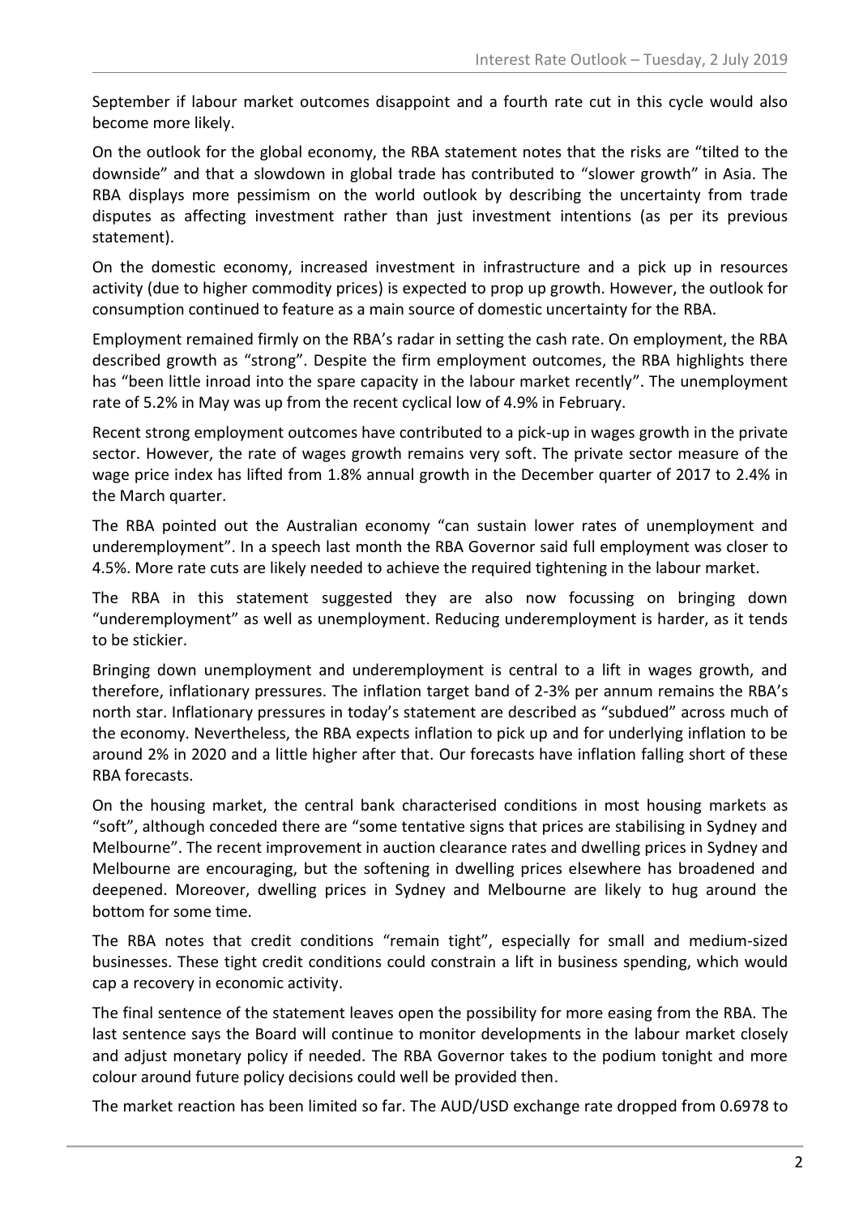September if labour market outcomes disappoint and a fourth rate cut in this cycle would also become more likely.

On the outlook for the global economy, the RBA statement notes that the risks are "tilted to the downside" and that a slowdown in global trade has contributed to "slower growth" in Asia. The RBA displays more pessimism on the world outlook by describing the uncertainty from trade disputes as affecting investment rather than just investment intentions (as per its previous statement).

On the domestic economy, increased investment in infrastructure and a pick up in resources activity (due to higher commodity prices) is expected to prop up growth. However, the outlook for consumption continued to feature as a main source of domestic uncertainty for the RBA.

Employment remained firmly on the RBA's radar in setting the cash rate. On employment, the RBA described growth as "strong". Despite the firm employment outcomes, the RBA highlights there has "been little inroad into the spare capacity in the labour market recently". The unemployment rate of 5.2% in May was up from the recent cyclical low of 4.9% in February.

Recent strong employment outcomes have contributed to a pick-up in wages growth in the private sector. However, the rate of wages growth remains very soft. The private sector measure of the wage price index has lifted from 1.8% annual growth in the December quarter of 2017 to 2.4% in the March quarter.

The RBA pointed out the Australian economy "can sustain lower rates of unemployment and underemployment". In a speech last month the RBA Governor said full employment was closer to 4.5%. More rate cuts are likely needed to achieve the required tightening in the labour market.

The RBA in this statement suggested they are also now focussing on bringing down "underemployment" as well as unemployment. Reducing underemployment is harder, as it tends to be stickier.

Bringing down unemployment and underemployment is central to a lift in wages growth, and therefore, inflationary pressures. The inflation target band of 2-3% per annum remains the RBA's north star. Inflationary pressures in today's statement are described as "subdued" across much of the economy. Nevertheless, the RBA expects inflation to pick up and for underlying inflation to be around 2% in 2020 and a little higher after that. Our forecasts have inflation falling short of these RBA forecasts.

On the housing market, the central bank characterised conditions in most housing markets as "soft", although conceded there are "some tentative signs that prices are stabilising in Sydney and Melbourne". The recent improvement in auction clearance rates and dwelling prices in Sydney and Melbourne are encouraging, but the softening in dwelling prices elsewhere has broadened and deepened. Moreover, dwelling prices in Sydney and Melbourne are likely to hug around the bottom for some time.

The RBA notes that credit conditions "remain tight", especially for small and medium-sized businesses. These tight credit conditions could constrain a lift in business spending, which would cap a recovery in economic activity.

The final sentence of the statement leaves open the possibility for more easing from the RBA. The last sentence says the Board will continue to monitor developments in the labour market closely and adjust monetary policy if needed. The RBA Governor takes to the podium tonight and more colour around future policy decisions could well be provided then.

The market reaction has been limited so far. The AUD/USD exchange rate dropped from 0.6978 to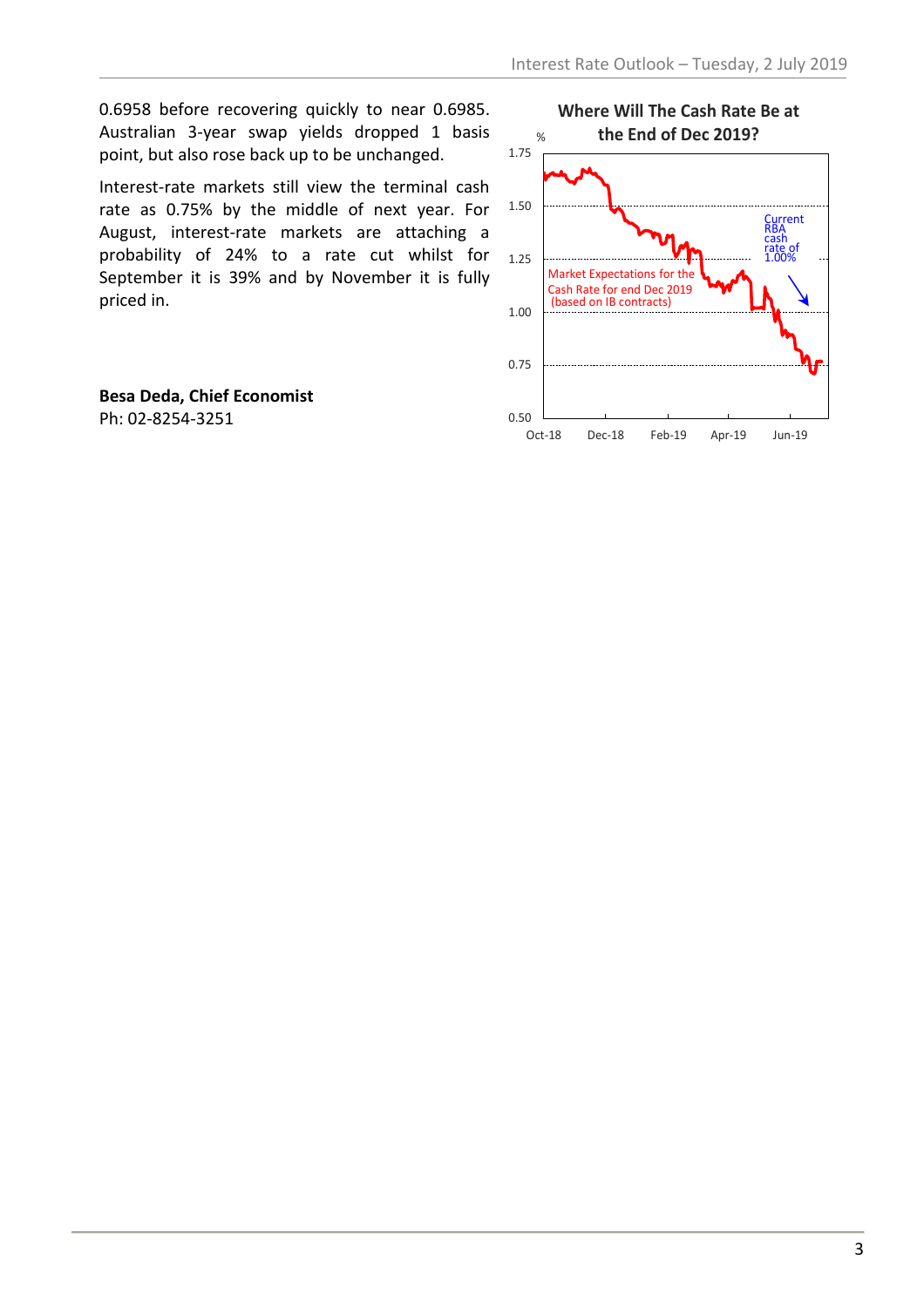0.6958 before recovering quickly to near 0.6985. Australian 3-year swap yields dropped 1 basis point, but also rose back up to be unchanged.

Interest-rate markets still view the terminal cash rate as 0.75% by the middle of next year. For August, interest-rate markets are attaching a probability of 24% to a rate cut whilst for September it is 39% and by November it is fully priced in.

**Where Will The Cash Rate Be at the End of Dec 2019?**

**Besa Deda, Chief Economist**
Ph: 02-8254-3251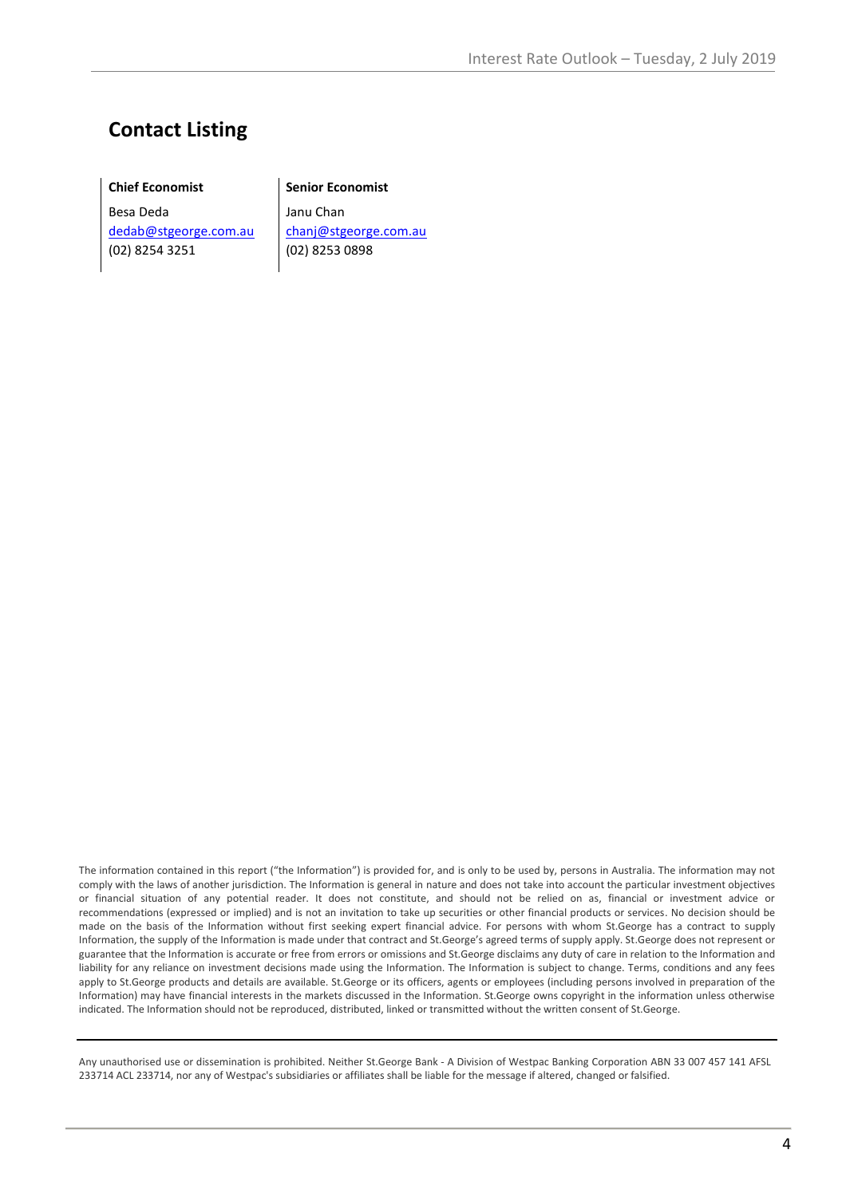## Contact Listing

| Chief Economist | Senior Economist |
| --- | --- |
| Besa Deda | Janu Chan |
| dedab@stgeorge.com.au | chanj@stgeorge.com.au |
| (02) 8254 3251 | (02) 8253 0898 |

The information contained in this report ("the Information") is provided for, and is only to be used by, persons in Australia. The information may not comply with the laws of another jurisdiction. The Information is general in nature and does not take into account the particular investment objectives or financial situation of any potential reader. It does not constitute, and should not be relied on as, financial or investment advice or recommendations (expressed or implied) and is not an invitation to take up securities or other financial products or services. No decision should be made on the basis of the Information without first seeking expert financial advice. For persons with whom St.George has a contract to supply Information, the supply of the Information is made under that contract and St.George's agreed terms of supply apply. St.George does not represent or guarantee that the Information is accurate or free from errors or omissions and St.George disclaims any duty of care in relation to the Information and liability for any reliance on investment decisions made using the Information. The Information is subject to change. Terms, conditions and any fees apply to St.George products and details are available. St.George or its officers, agents or employees (including persons involved in preparation of the Information) may have financial interests in the markets discussed in the Information. St.George owns copyright in the information unless otherwise indicated. The Information should not be reproduced, distributed, linked or transmitted without the written consent of St.George.

---

Any unauthorised use or dissemination is prohibited. Neither St.George Bank - A Division of Westpac Banking Corporation ABN 33 007 457 141 AFSL 233714 ACL 233714, nor any of Westpac's subsidiaries or affiliates shall be liable for the message if altered, changed or falsified.